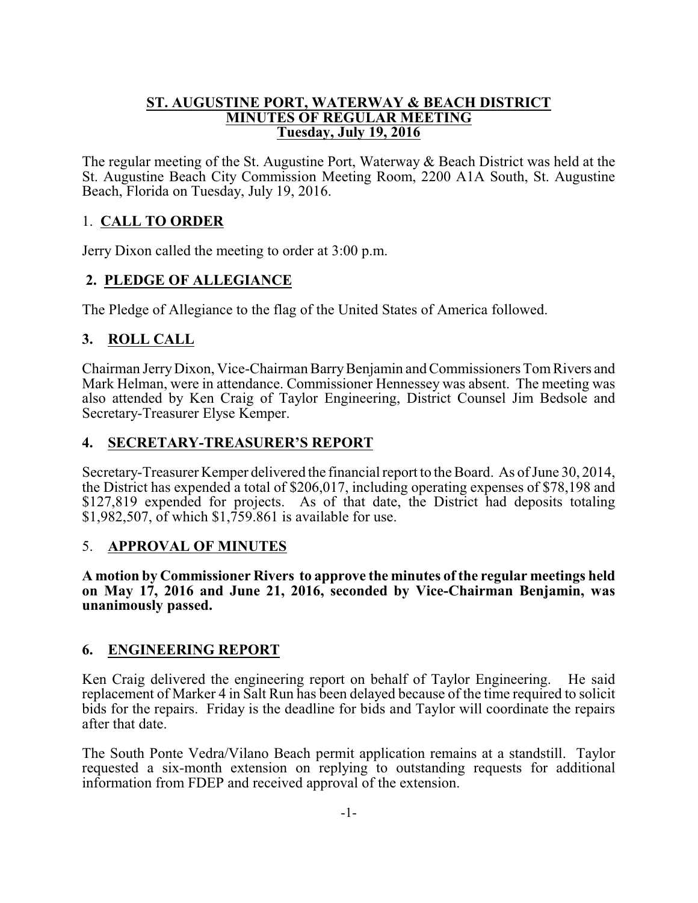**ST. AUGUSTINE PORT, WATERWAY & BEACH DISTRICT**
**MINUTES OF REGULAR MEETING**
**Tuesday, July 19, 2016**

The regular meeting of the St. Augustine Port, Waterway & Beach District was held at the St. Augustine Beach City Commission Meeting Room, 2200 A1A South, St. Augustine Beach, Florida on Tuesday, July 19, 2016.

## 1. CALL TO ORDER

Jerry Dixon called the meeting to order at 3:00 p.m.

## 2. PLEDGE OF ALLEGIANCE

The Pledge of Allegiance to the flag of the United States of America followed.

## 3. ROLL CALL

Chairman Jerry Dixon, Vice-Chairman Barry Benjamin and Commissioners Tom Rivers and Mark Helman, were in attendance. Commissioner Hennessey was absent. The meeting was also attended by Ken Craig of Taylor Engineering, District Counsel Jim Bedsole and Secretary-Treasurer Elyse Kemper.

## 4. SECRETARY-TREASURER'S REPORT

Secretary-Treasurer Kemper delivered the financial report to the Board. As of June 30, 2014, the District has expended a total of $206,017, including operating expenses of $78,198 and $127,819 expended for projects. As of that date, the District had deposits totaling $1,982,507, of which $1,759.861 is available for use.

## 5. APPROVAL OF MINUTES

**A motion by Commissioner Rivers to approve the minutes of the regular meetings held on May 17, 2016 and June 21, 2016, seconded by Vice-Chairman Benjamin, was unanimously passed.**

## 6. ENGINEERING REPORT

Ken Craig delivered the engineering report on behalf of Taylor Engineering. He said replacement of Marker 4 in Salt Run has been delayed because of the time required to solicit bids for the repairs. Friday is the deadline for bids and Taylor will coordinate the repairs after that date.

The South Ponte Vedra/Vilano Beach permit application remains at a standstill. Taylor requested a six-month extension on replying to outstanding requests for additional information from FDEP and received approval of the extension.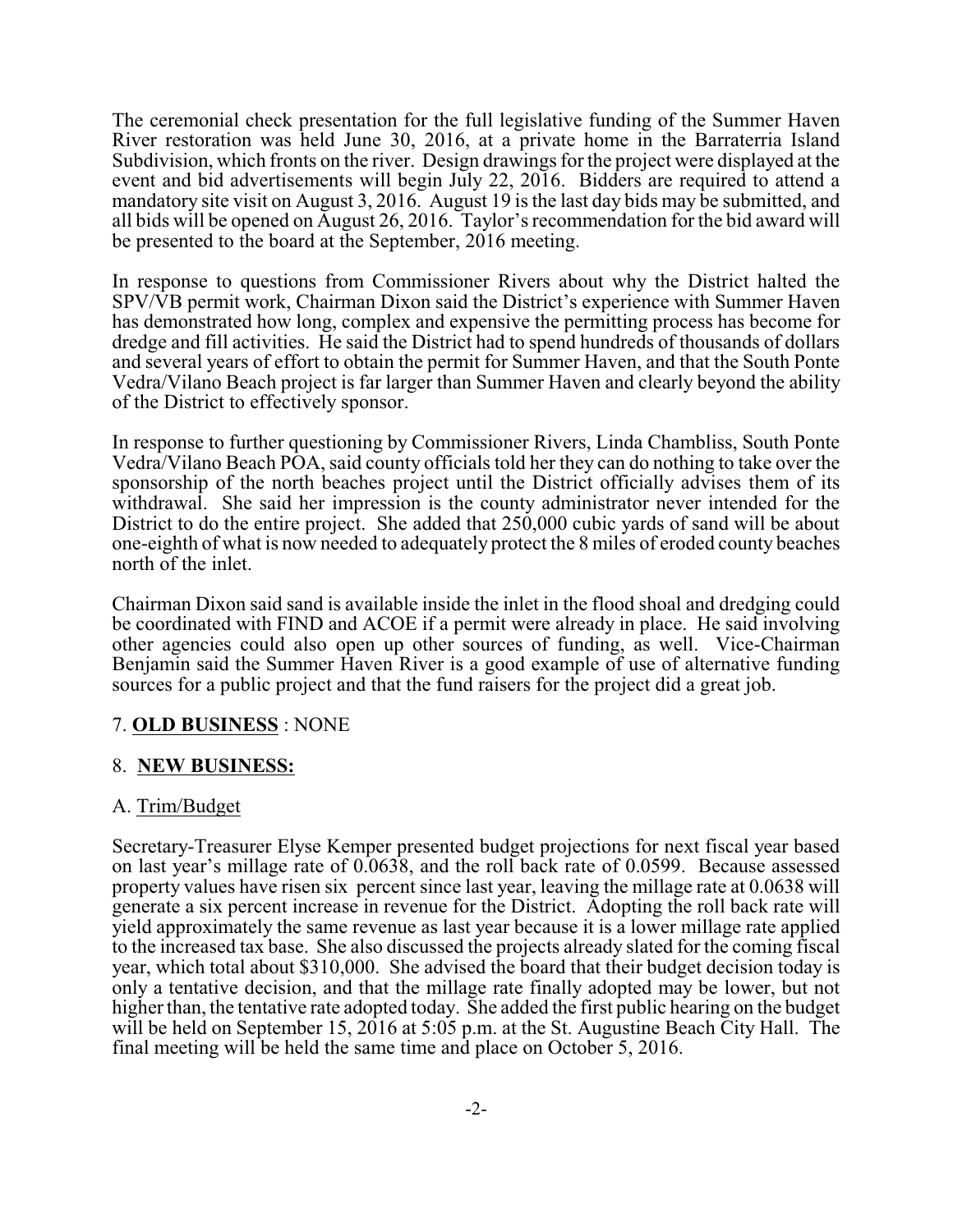The ceremonial check presentation for the full legislative funding of the Summer Haven River restoration was held June 30, 2016, at a private home in the Barraterria Island Subdivision, which fronts on the river. Design drawings for the project were displayed at the event and bid advertisements will begin July 22, 2016. Bidders are required to attend a mandatory site visit on August 3, 2016. August 19 is the last day bids may be submitted, and all bids will be opened on August 26, 2016. Taylor's recommendation for the bid award will be presented to the board at the September, 2016 meeting.

In response to questions from Commissioner Rivers about why the District halted the SPV/VB permit work, Chairman Dixon said the District's experience with Summer Haven has demonstrated how long, complex and expensive the permitting process has become for dredge and fill activities. He said the District had to spend hundreds of thousands of dollars and several years of effort to obtain the permit for Summer Haven, and that the South Ponte Vedra/Vilano Beach project is far larger than Summer Haven and clearly beyond the ability of the District to effectively sponsor.

In response to further questioning by Commissioner Rivers, Linda Chambliss, South Ponte Vedra/Vilano Beach POA, said county officials told her they can do nothing to take over the sponsorship of the north beaches project until the District officially advises them of its withdrawal. She said her impression is the county administrator never intended for the District to do the entire project. She added that 250,000 cubic yards of sand will be about one-eighth of what is now needed to adequately protect the 8 miles of eroded county beaches north of the inlet.

Chairman Dixon said sand is available inside the inlet in the flood shoal and dredging could be coordinated with FIND and ACOE if a permit were already in place. He said involving other agencies could also open up other sources of funding, as well. Vice-Chairman Benjamin said the Summer Haven River is a good example of use of alternative funding sources for a public project and that the fund raisers for the project did a great job.

7. **OLD BUSINESS** : NONE

8. **NEW BUSINESS:**

A. Trim/Budget

Secretary-Treasurer Elyse Kemper presented budget projections for next fiscal year based on last year's millage rate of 0.0638, and the roll back rate of 0.0599. Because assessed property values have risen six percent since last year, leaving the millage rate at 0.0638 will generate a six percent increase in revenue for the District. Adopting the roll back rate will yield approximately the same revenue as last year because it is a lower millage rate applied to the increased tax base. She also discussed the projects already slated for the coming fiscal year, which total about $310,000. She advised the board that their budget decision today is only a tentative decision, and that the millage rate finally adopted may be lower, but not higher than, the tentative rate adopted today. She added the first public hearing on the budget will be held on September 15, 2016 at 5:05 p.m. at the St. Augustine Beach City Hall. The final meeting will be held the same time and place on October 5, 2016.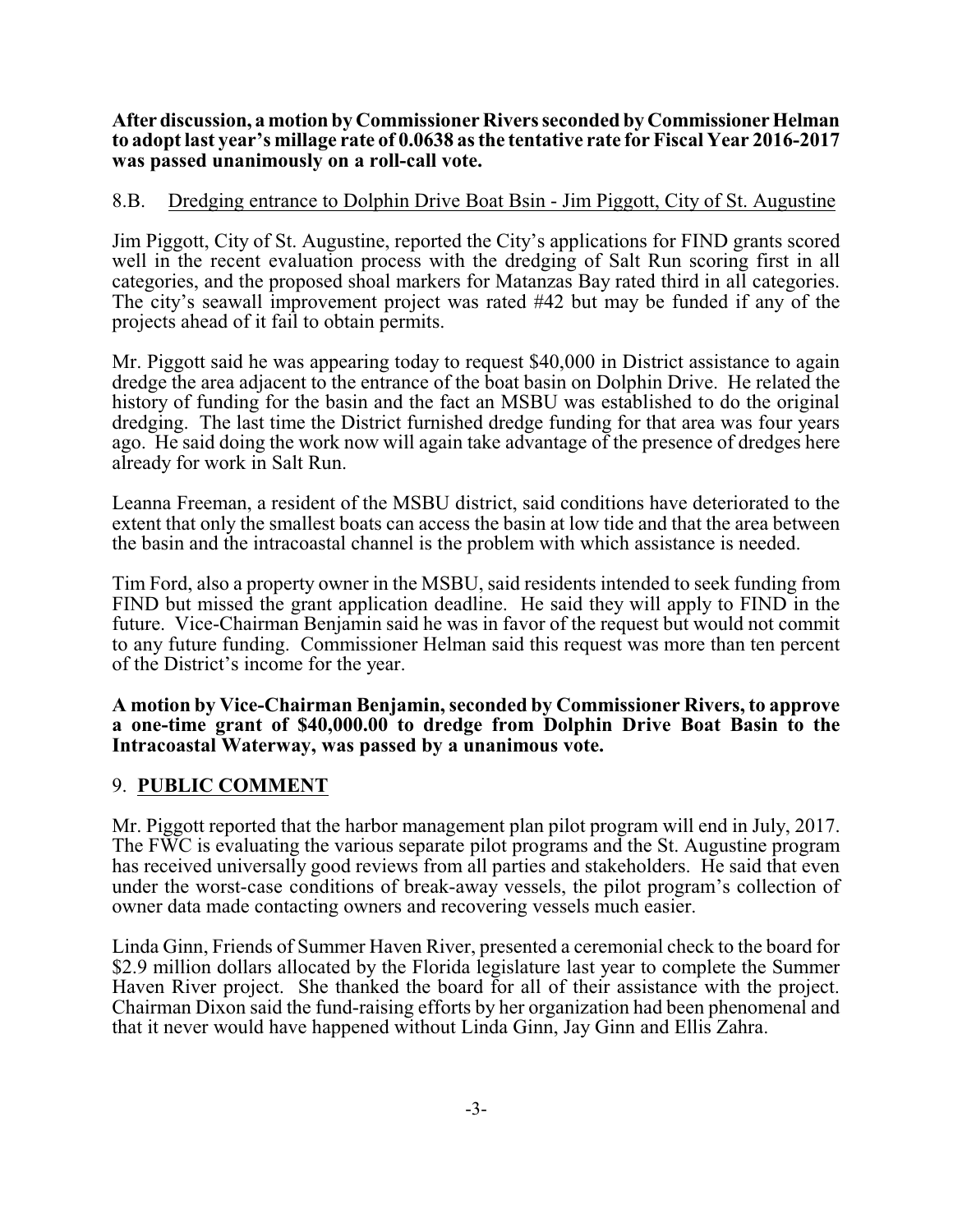**After discussion, a motion by Commissioner Rivers seconded by Commissioner Helman to adopt last year's millage rate of 0.0638 as the tentative rate for Fiscal Year 2016-2017 was passed unanimously on a roll-call vote.**

8.B. Dredging entrance to Dolphin Drive Boat Bsin - Jim Piggott, City of St. Augustine

Jim Piggott, City of St. Augustine, reported the City's applications for FIND grants scored well in the recent evaluation process with the dredging of Salt Run scoring first in all categories, and the proposed shoal markers for Matanzas Bay rated third in all categories. The city's seawall improvement project was rated #42 but may be funded if any of the projects ahead of it fail to obtain permits.

Mr. Piggott said he was appearing today to request $40,000 in District assistance to again dredge the area adjacent to the entrance of the boat basin on Dolphin Drive. He related the history of funding for the basin and the fact an MSBU was established to do the original dredging. The last time the District furnished dredge funding for that area was four years ago. He said doing the work now will again take advantage of the presence of dredges here already for work in Salt Run.

Leanna Freeman, a resident of the MSBU district, said conditions have deteriorated to the extent that only the smallest boats can access the basin at low tide and that the area between the basin and the intracoastal channel is the problem with which assistance is needed.

Tim Ford, also a property owner in the MSBU, said residents intended to seek funding from FIND but missed the grant application deadline. He said they will apply to FIND in the future. Vice-Chairman Benjamin said he was in favor of the request but would not commit to any future funding. Commissioner Helman said this request was more than ten percent of the District's income for the year.

**A motion by Vice-Chairman Benjamin, seconded by Commissioner Rivers, to approve a one-time grant of $40,000.00 to dredge from Dolphin Drive Boat Basin to the Intracoastal Waterway, was passed by a unanimous vote.**

## 9. PUBLIC COMMENT

Mr. Piggott reported that the harbor management plan pilot program will end in July, 2017. The FWC is evaluating the various separate pilot programs and the St. Augustine program has received universally good reviews from all parties and stakeholders. He said that even under the worst-case conditions of break-away vessels, the pilot program's collection of owner data made contacting owners and recovering vessels much easier.

Linda Ginn, Friends of Summer Haven River, presented a ceremonial check to the board for $2.9 million dollars allocated by the Florida legislature last year to complete the Summer Haven River project. She thanked the board for all of their assistance with the project. Chairman Dixon said the fund-raising efforts by her organization had been phenomenal and that it never would have happened without Linda Ginn, Jay Ginn and Ellis Zahra.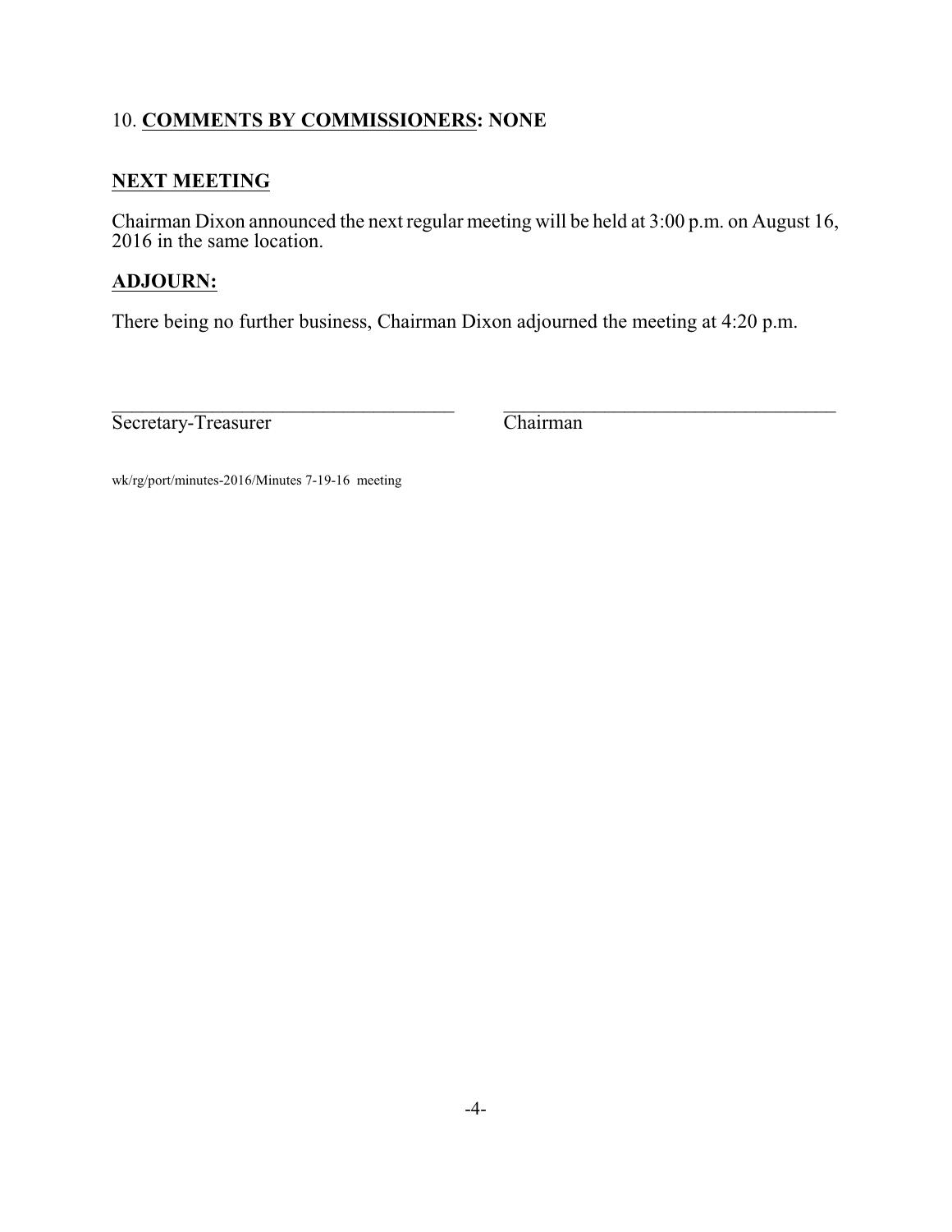10. **COMMENTS BY COMMISSIONERS: NONE**

**NEXT MEETING**

Chairman Dixon announced the next regular meeting will be held at 3:00 p.m. on August 16, 2016 in the same location.

**ADJOURN:**

There being no further business, Chairman Dixon adjourned the meeting at 4:20 p.m.

| | |
|---|---|
| ___________________________________ | ___________________________________ |
| Secretary-Treasurer | Chairman |

wk/rg/port/minutes-2016/Minutes 7-19-16 meeting